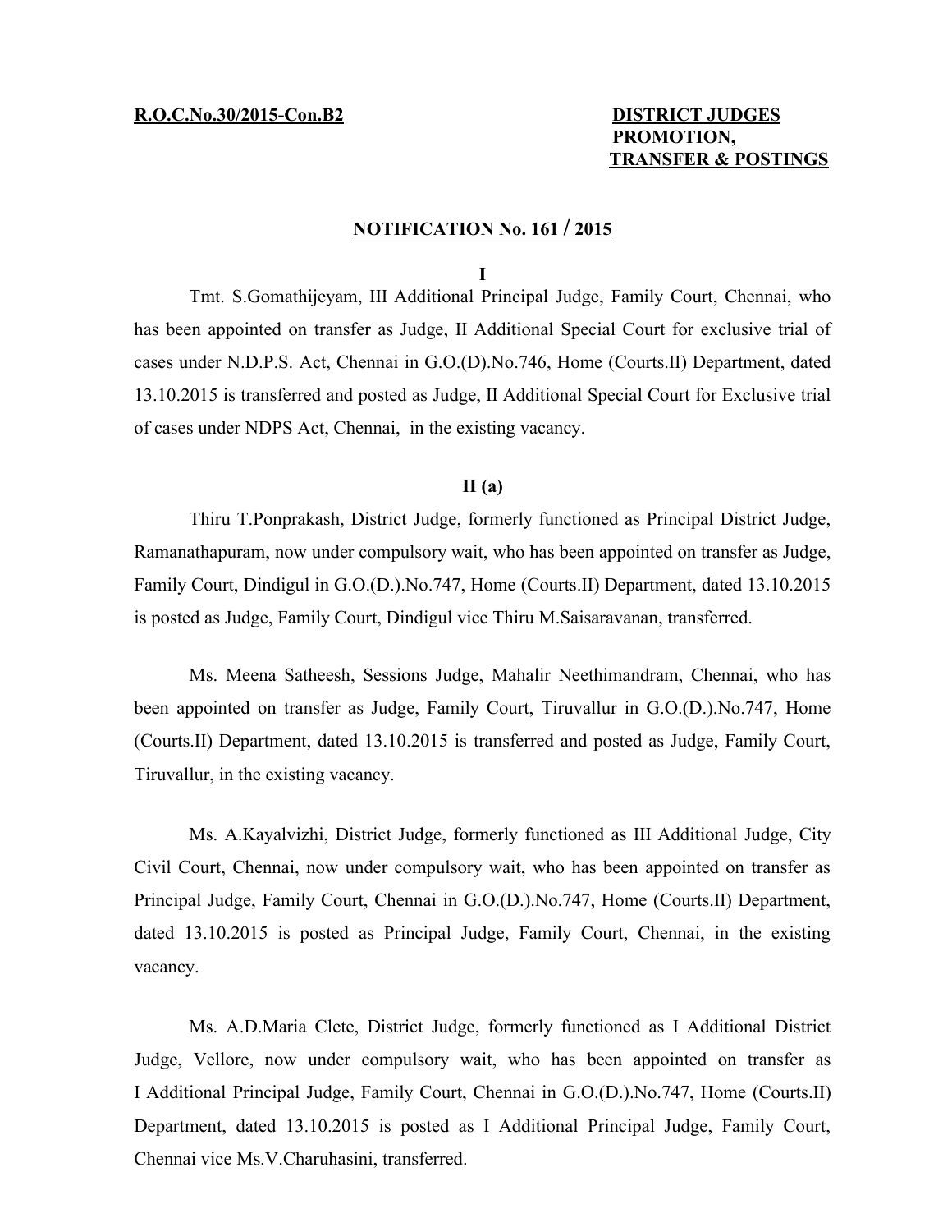**R.O.C.No.30/2015-Con.B2**

**DISTRICT JUDGES PROMOTION, TRANSFER & POSTINGS**

## NOTIFICATION No. 161 / 2015

**I**

Tmt. S.Gomathijeyam, III Additional Principal Judge, Family Court, Chennai, who has been appointed on transfer as Judge, II Additional Special Court for exclusive trial of cases under N.D.P.S. Act, Chennai in G.O.(D).No.746, Home (Courts.II) Department, dated 13.10.2015 is transferred and posted as Judge, II Additional Special Court for Exclusive trial of cases under NDPS Act, Chennai, in the existing vacancy.

**II (a)**

Thiru T.Ponprakash, District Judge, formerly functioned as Principal District Judge, Ramanathapuram, now under compulsory wait, who has been appointed on transfer as Judge, Family Court, Dindigul in G.O.(D.).No.747, Home (Courts.II) Department, dated 13.10.2015 is posted as Judge, Family Court, Dindigul vice Thiru M.Saisaravanan, transferred.

Ms. Meena Satheesh, Sessions Judge, Mahalir Neethimandram, Chennai, who has been appointed on transfer as Judge, Family Court, Tiruvallur in G.O.(D.).No.747, Home (Courts.II) Department, dated 13.10.2015 is transferred and posted as Judge, Family Court, Tiruvallur, in the existing vacancy.

Ms. A.Kayalvizhi, District Judge, formerly functioned as III Additional Judge, City Civil Court, Chennai, now under compulsory wait, who has been appointed on transfer as Principal Judge, Family Court, Chennai in G.O.(D.).No.747, Home (Courts.II) Department, dated 13.10.2015 is posted as Principal Judge, Family Court, Chennai, in the existing vacancy.

Ms. A.D.Maria Clete, District Judge, formerly functioned as I Additional District Judge, Vellore, now under compulsory wait, who has been appointed on transfer as I Additional Principal Judge, Family Court, Chennai in G.O.(D.).No.747, Home (Courts.II) Department, dated 13.10.2015 is posted as I Additional Principal Judge, Family Court, Chennai vice Ms.V.Charuhasini, transferred.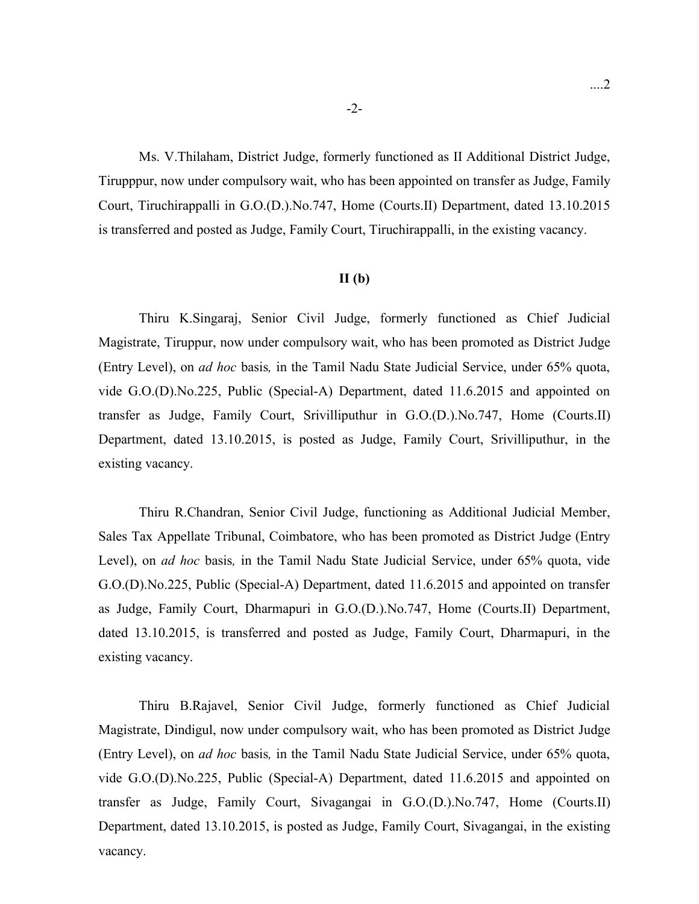Ms. V.Thilaham, District Judge, formerly functioned as II Additional District Judge, Tirupppur, now under compulsory wait, who has been appointed on transfer as Judge, Family Court, Tiruchirappalli in G.O.(D.).No.747, Home (Courts.II) Department, dated 13.10.2015 is transferred and posted as Judge, Family Court, Tiruchirappalli, in the existing vacancy.

**II (b)**

Thiru K.Singaraj, Senior Civil Judge, formerly functioned as Chief Judicial Magistrate, Tiruppur, now under compulsory wait, who has been promoted as District Judge (Entry Level), on *ad hoc* basis*,* in the Tamil Nadu State Judicial Service, under 65% quota, vide G.O.(D).No.225, Public (Special-A) Department, dated 11.6.2015 and appointed on transfer as Judge, Family Court, Srivilliputhur in G.O.(D.).No.747, Home (Courts.II) Department, dated 13.10.2015, is posted as Judge, Family Court, Srivilliputhur, in the existing vacancy.

Thiru R.Chandran, Senior Civil Judge, functioning as Additional Judicial Member, Sales Tax Appellate Tribunal, Coimbatore, who has been promoted as District Judge (Entry Level), on *ad hoc* basis*,* in the Tamil Nadu State Judicial Service, under 65% quota, vide G.O.(D).No.225, Public (Special-A) Department, dated 11.6.2015 and appointed on transfer as Judge, Family Court, Dharmapuri in G.O.(D.).No.747, Home (Courts.II) Department, dated 13.10.2015, is transferred and posted as Judge, Family Court, Dharmapuri, in the existing vacancy.

Thiru B.Rajavel, Senior Civil Judge, formerly functioned as Chief Judicial Magistrate, Dindigul, now under compulsory wait, who has been promoted as District Judge (Entry Level), on *ad hoc* basis*,* in the Tamil Nadu State Judicial Service, under 65% quota, vide G.O.(D).No.225, Public (Special-A) Department, dated 11.6.2015 and appointed on transfer as Judge, Family Court, Sivagangai in G.O.(D.).No.747, Home (Courts.II) Department, dated 13.10.2015, is posted as Judge, Family Court, Sivagangai, in the existing vacancy.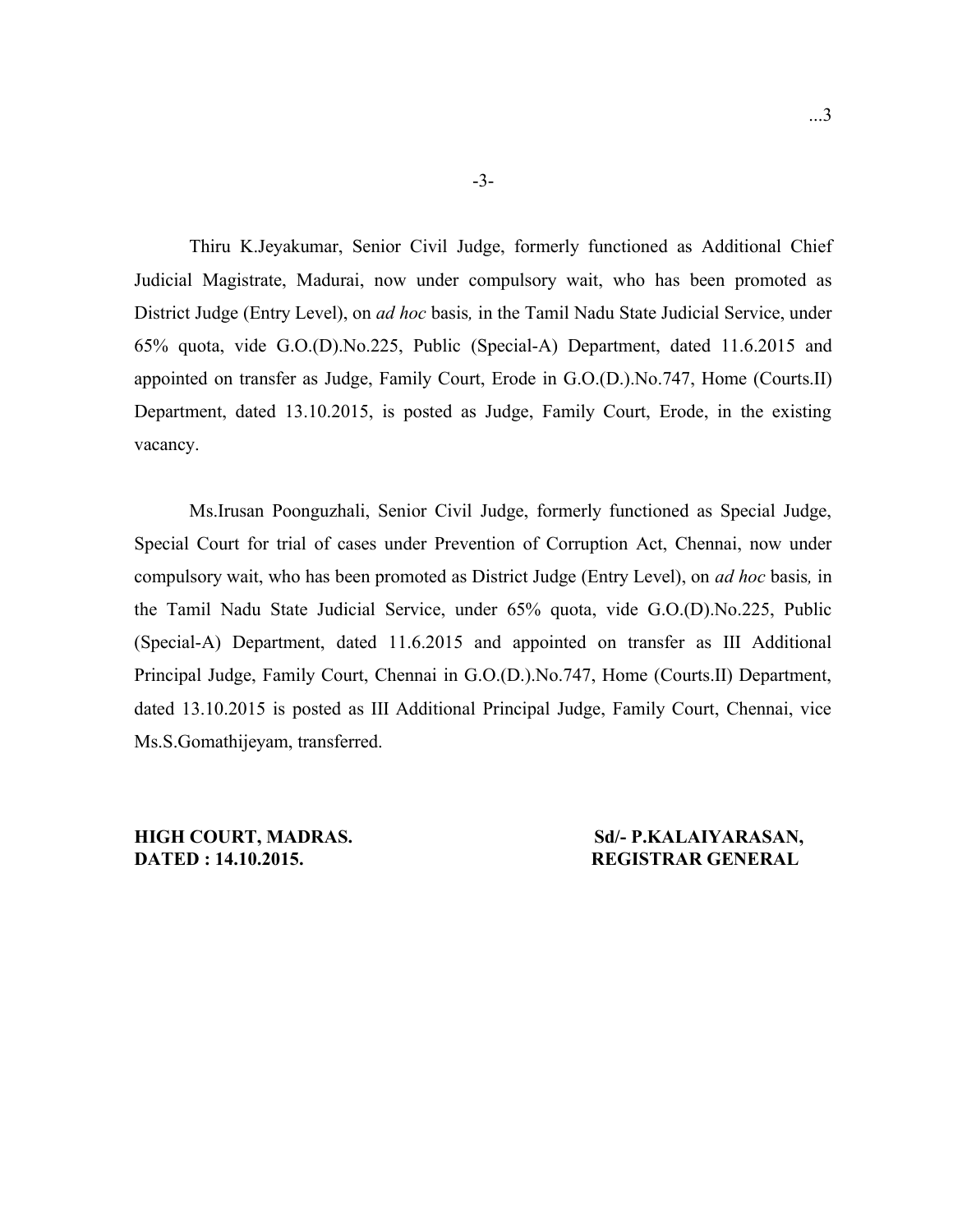Thiru K.Jeyakumar, Senior Civil Judge, formerly functioned as Additional Chief Judicial Magistrate, Madurai, now under compulsory wait, who has been promoted as District Judge (Entry Level), on *ad hoc* basis*,* in the Tamil Nadu State Judicial Service, under 65% quota, vide G.O.(D).No.225, Public (Special-A) Department, dated 11.6.2015 and appointed on transfer as Judge, Family Court, Erode in G.O.(D.).No.747, Home (Courts.II) Department, dated 13.10.2015, is posted as Judge, Family Court, Erode, in the existing vacancy.

Ms.Irusan Poonguzhali, Senior Civil Judge, formerly functioned as Special Judge, Special Court for trial of cases under Prevention of Corruption Act, Chennai, now under compulsory wait, who has been promoted as District Judge (Entry Level), on *ad hoc* basis*,* in the Tamil Nadu State Judicial Service, under 65% quota, vide G.O.(D).No.225, Public (Special-A) Department, dated 11.6.2015 and appointed on transfer as III Additional Principal Judge, Family Court, Chennai in G.O.(D.).No.747, Home (Courts.II) Department, dated 13.10.2015 is posted as III Additional Principal Judge, Family Court, Chennai, vice Ms.S.Gomathijeyam, transferred.

**HIGH COURT, MADRAS.**
**DATED : 14.10.2015.**

**Sd/- P.KALAIYARASAN,**
**REGISTRAR GENERAL**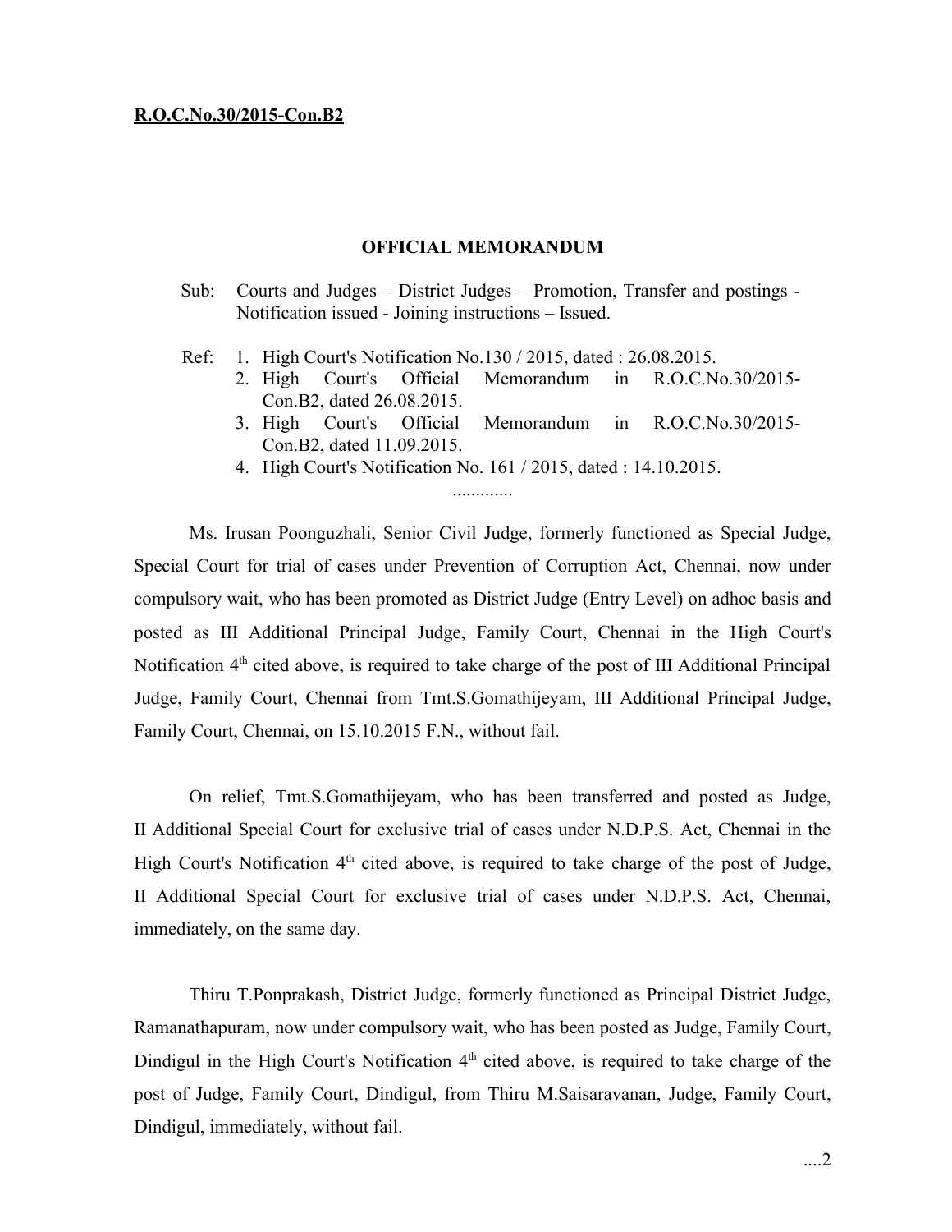**R.O.C.No.30/2015-Con.B2**

**OFFICIAL MEMORANDUM**

Sub: Courts and Judges – District Judges – Promotion, Transfer and postings - Notification issued - Joining instructions – Issued.

Ref:
1. High Court's Notification No.130 / 2015, dated : 26.08.2015.
2. High Court's Official Memorandum in R.O.C.No.30/2015-Con.B2, dated 26.08.2015.
3. High Court's Official Memorandum in R.O.C.No.30/2015-Con.B2, dated 11.09.2015.
4. High Court's Notification No. 161 / 2015, dated : 14.10.2015.

.............

Ms. Irusan Poonguzhali, Senior Civil Judge, formerly functioned as Special Judge, Special Court for trial of cases under Prevention of Corruption Act, Chennai, now under compulsory wait, who has been promoted as District Judge (Entry Level) on adhoc basis and posted as III Additional Principal Judge, Family Court, Chennai in the High Court's Notification 4th cited above, is required to take charge of the post of III Additional Principal Judge, Family Court, Chennai from Tmt.S.Gomathijeyam, III Additional Principal Judge, Family Court, Chennai, on 15.10.2015 F.N., without fail.

On relief, Tmt.S.Gomathijeyam, who has been transferred and posted as Judge, II Additional Special Court for exclusive trial of cases under N.D.P.S. Act, Chennai in the High Court's Notification 4th cited above, is required to take charge of the post of Judge, II Additional Special Court for exclusive trial of cases under N.D.P.S. Act, Chennai, immediately, on the same day.

Thiru T.Ponprakash, District Judge, formerly functioned as Principal District Judge, Ramanathapuram, now under compulsory wait, who has been posted as Judge, Family Court, Dindigul in the High Court's Notification 4th cited above, is required to take charge of the post of Judge, Family Court, Dindigul, from Thiru M.Saisaravanan, Judge, Family Court, Dindigul, immediately, without fail.

....2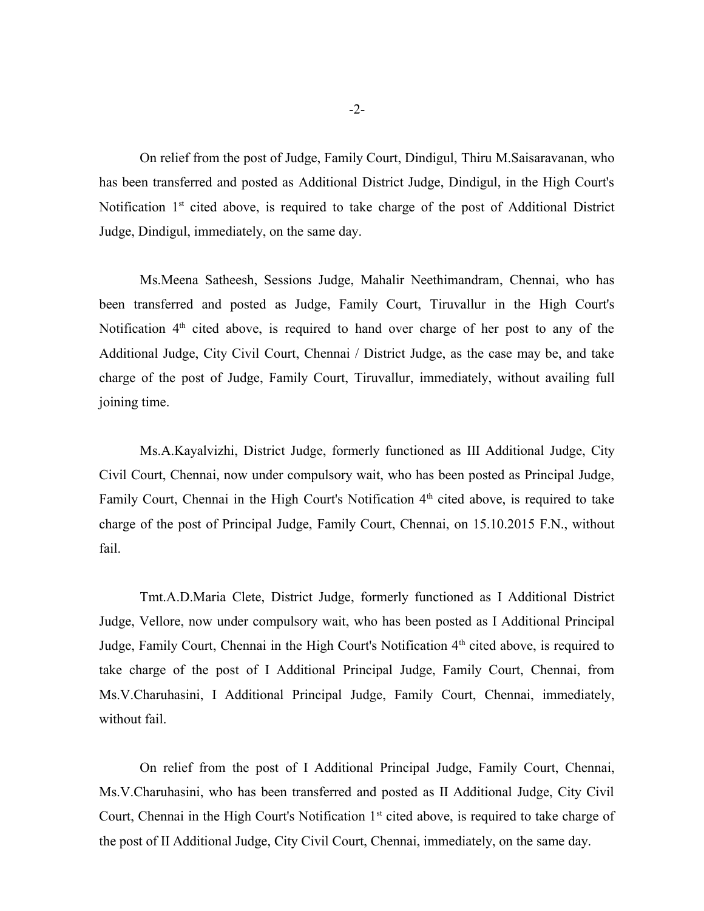On relief from the post of Judge, Family Court, Dindigul, Thiru M.Saisaravanan, who has been transferred and posted as Additional District Judge, Dindigul, in the High Court's Notification 1st cited above, is required to take charge of the post of Additional District Judge, Dindigul, immediately, on the same day.

Ms.Meena Satheesh, Sessions Judge, Mahalir Neethimandram, Chennai, who has been transferred and posted as Judge, Family Court, Tiruvallur in the High Court's Notification 4th cited above, is required to hand over charge of her post to any of the Additional Judge, City Civil Court, Chennai / District Judge, as the case may be, and take charge of the post of Judge, Family Court, Tiruvallur, immediately, without availing full joining time.

Ms.A.Kayalvizhi, District Judge, formerly functioned as III Additional Judge, City Civil Court, Chennai, now under compulsory wait, who has been posted as Principal Judge, Family Court, Chennai in the High Court's Notification 4th cited above, is required to take charge of the post of Principal Judge, Family Court, Chennai, on 15.10.2015 F.N., without fail.

Tmt.A.D.Maria Clete, District Judge, formerly functioned as I Additional District Judge, Vellore, now under compulsory wait, who has been posted as I Additional Principal Judge, Family Court, Chennai in the High Court's Notification 4th cited above, is required to take charge of the post of I Additional Principal Judge, Family Court, Chennai, from Ms.V.Charuhasini, I Additional Principal Judge, Family Court, Chennai, immediately, without fail.

On relief from the post of I Additional Principal Judge, Family Court, Chennai, Ms.V.Charuhasini, who has been transferred and posted as II Additional Judge, City Civil Court, Chennai in the High Court's Notification 1st cited above, is required to take charge of the post of II Additional Judge, City Civil Court, Chennai, immediately, on the same day.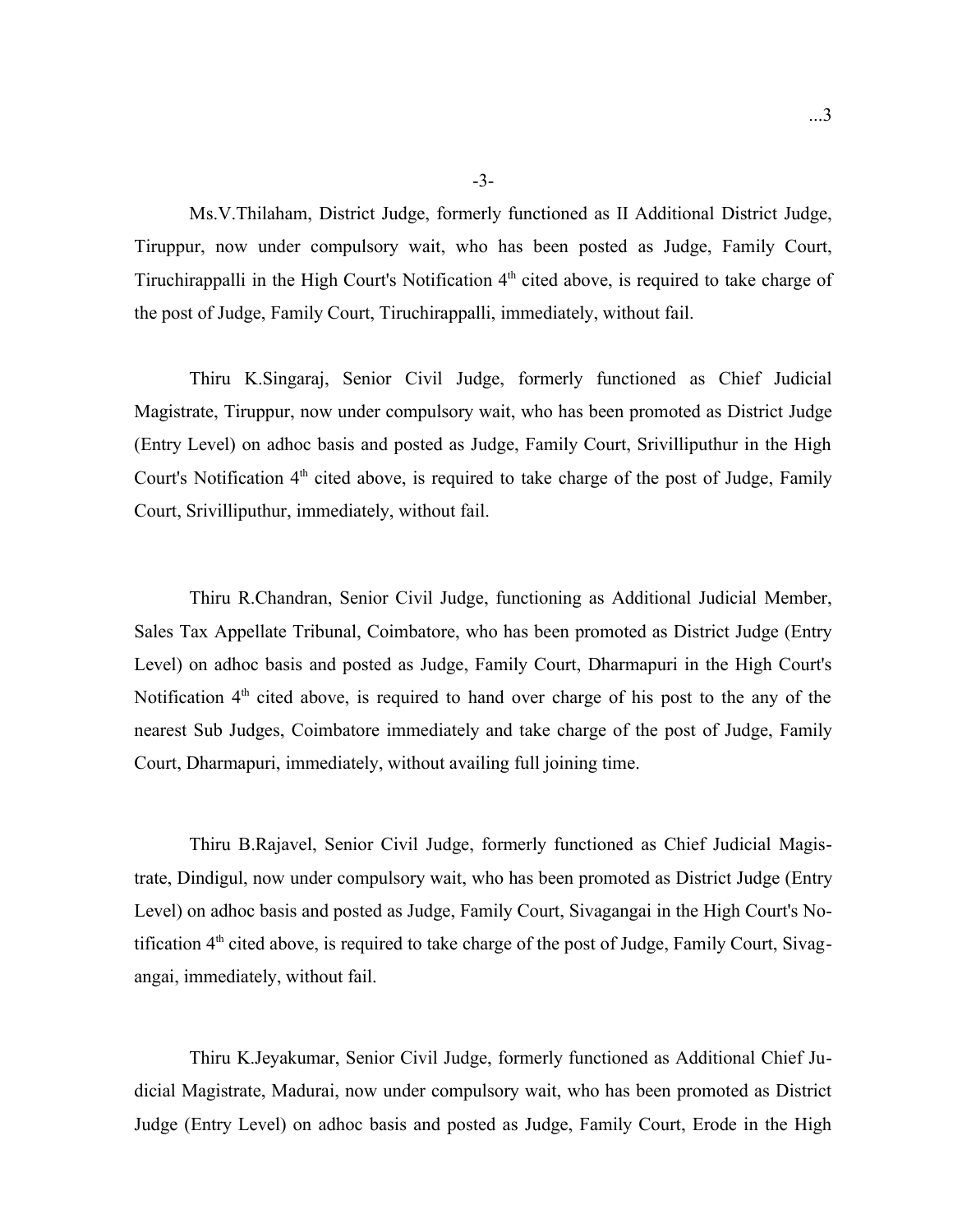Ms.V.Thilaham, District Judge, formerly functioned as II Additional District Judge, Tiruppur, now under compulsory wait, who has been posted as Judge, Family Court, Tiruchirappalli in the High Court's Notification 4th cited above, is required to take charge of the post of Judge, Family Court, Tiruchirappalli, immediately, without fail.

Thiru K.Singaraj, Senior Civil Judge, formerly functioned as Chief Judicial Magistrate, Tiruppur, now under compulsory wait, who has been promoted as District Judge (Entry Level) on adhoc basis and posted as Judge, Family Court, Srivilliputhur in the High Court's Notification 4th cited above, is required to take charge of the post of Judge, Family Court, Srivilliputhur, immediately, without fail.

Thiru R.Chandran, Senior Civil Judge, functioning as Additional Judicial Member, Sales Tax Appellate Tribunal, Coimbatore, who has been promoted as District Judge (Entry Level) on adhoc basis and posted as Judge, Family Court, Dharmapuri in the High Court's Notification 4th cited above, is required to hand over charge of his post to the any of the nearest Sub Judges, Coimbatore immediately and take charge of the post of Judge, Family Court, Dharmapuri, immediately, without availing full joining time.

Thiru B.Rajavel, Senior Civil Judge, formerly functioned as Chief Judicial Magistrate, Dindigul, now under compulsory wait, who has been promoted as District Judge (Entry Level) on adhoc basis and posted as Judge, Family Court, Sivagangai in the High Court's Notification 4th cited above, is required to take charge of the post of Judge, Family Court, Sivagangai, immediately, without fail.

Thiru K.Jeyakumar, Senior Civil Judge, formerly functioned as Additional Chief Judicial Magistrate, Madurai, now under compulsory wait, who has been promoted as District Judge (Entry Level) on adhoc basis and posted as Judge, Family Court, Erode in the High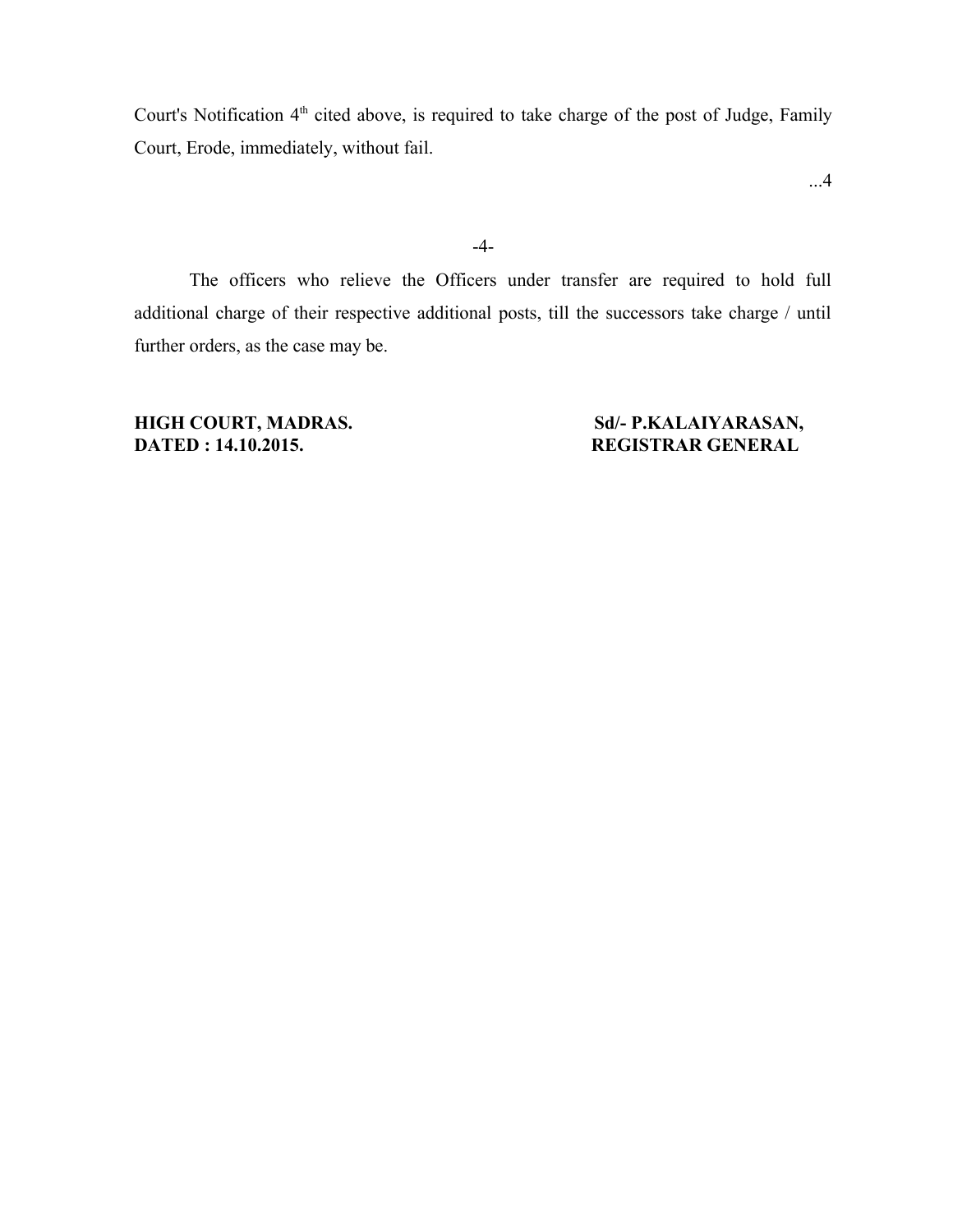Court's Notification 4th cited above, is required to take charge of the post of Judge, Family Court, Erode, immediately, without fail.

The officers who relieve the Officers under transfer are required to hold full additional charge of their respective additional posts, till the successors take charge / until further orders, as the case may be.

**HIGH COURT, MADRAS.** **Sd/- P.KALAIYARASAN,**
**DATED : 14.10.2015.** **REGISTRAR GENERAL**